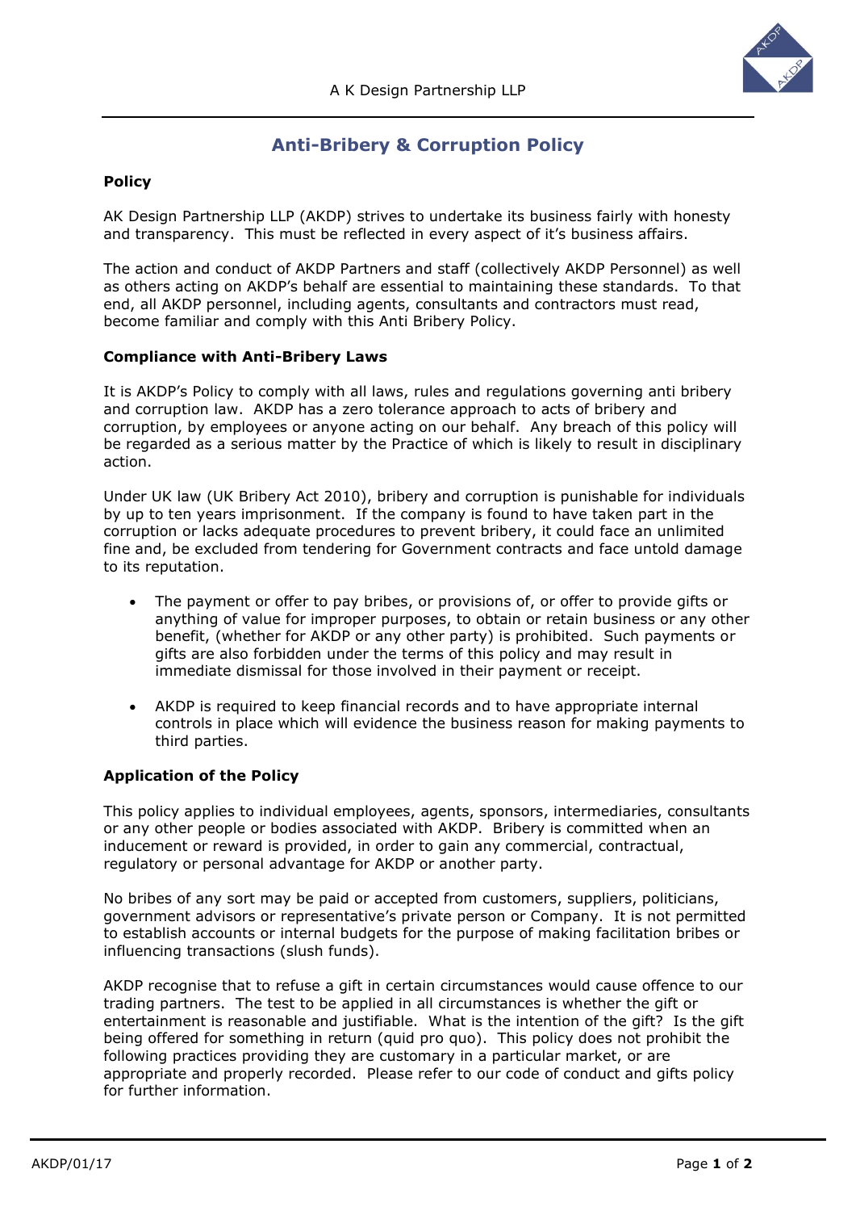# Anti-Bribery & Corruption Policy

### Policy

AK Design Partnership LLP (AKDP) strives to undertake its business fairly with honesty and transparency. This must be reflected in every aspect of it's business affairs.

The action and conduct of AKDP Partners and staff (collectively AKDP Personnel) as well as others acting on AKDP's behalf are essential to maintaining these standards. To that end, all AKDP personnel, including agents, consultants and contractors must read, become familiar and comply with this Anti Bribery Policy.

### Compliance with Anti-Bribery Laws

It is AKDP's Policy to comply with all laws, rules and regulations governing anti bribery and corruption law. AKDP has a zero tolerance approach to acts of bribery and corruption, by employees or anyone acting on our behalf. Any breach of this policy will be regarded as a serious matter by the Practice of which is likely to result in disciplinary action.

Under UK law (UK Bribery Act 2010), bribery and corruption is punishable for individuals by up to ten years imprisonment. If the company is found to have taken part in the corruption or lacks adequate procedures to prevent bribery, it could face an unlimited fine and, be excluded from tendering for Government contracts and face untold damage to its reputation.

- The payment or offer to pay bribes, or provisions of, or offer to provide gifts or anything of value for improper purposes, to obtain or retain business or any other benefit, (whether for AKDP or any other party) is prohibited. Such payments or gifts are also forbidden under the terms of this policy and may result in immediate dismissal for those involved in their payment or receipt.

- AKDP is required to keep financial records and to have appropriate internal controls in place which will evidence the business reason for making payments to third parties.

### Application of the Policy

This policy applies to individual employees, agents, sponsors, intermediaries, consultants or any other people or bodies associated with AKDP. Bribery is committed when an inducement or reward is provided, in order to gain any commercial, contractual, regulatory or personal advantage for AKDP or another party.

No bribes of any sort may be paid or accepted from customers, suppliers, politicians, government advisors or representative's private person or Company. It is not permitted to establish accounts or internal budgets for the purpose of making facilitation bribes or influencing transactions (slush funds).

AKDP recognise that to refuse a gift in certain circumstances would cause offence to our trading partners. The test to be applied in all circumstances is whether the gift or entertainment is reasonable and justifiable. What is the intention of the gift? Is the gift being offered for something in return (quid pro quo). This policy does not prohibit the following practices providing they are customary in a particular market, or are appropriate and properly recorded. Please refer to our code of conduct and gifts policy for further information.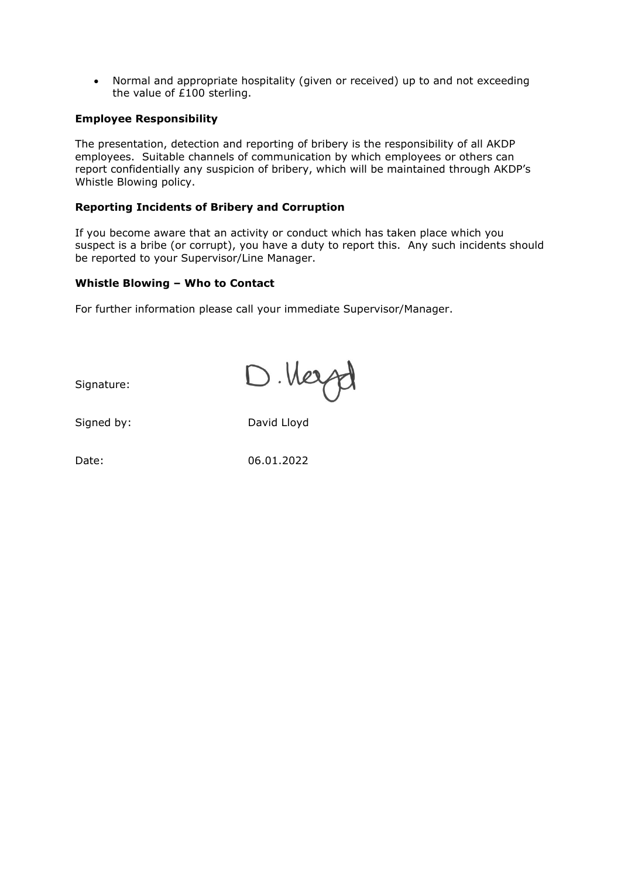- Normal and appropriate hospitality (given or received) up to and not exceeding the value of £100 sterling.

**Employee Responsibility**

The presentation, detection and reporting of bribery is the responsibility of all AKDP employees. Suitable channels of communication by which employees or others can report confidentially any suspicion of bribery, which will be maintained through AKDP's Whistle Blowing policy.

**Reporting Incidents of Bribery and Corruption**

If you become aware that an activity or conduct which has taken place which you suspect is a bribe (or corrupt), you have a duty to report this. Any such incidents should be reported to your Supervisor/Line Manager.

**Whistle Blowing – Who to Contact**

For further information please call your immediate Supervisor/Manager.

Signature: D. Lloyd

Signed by: David Lloyd

Date: 06.01.2022